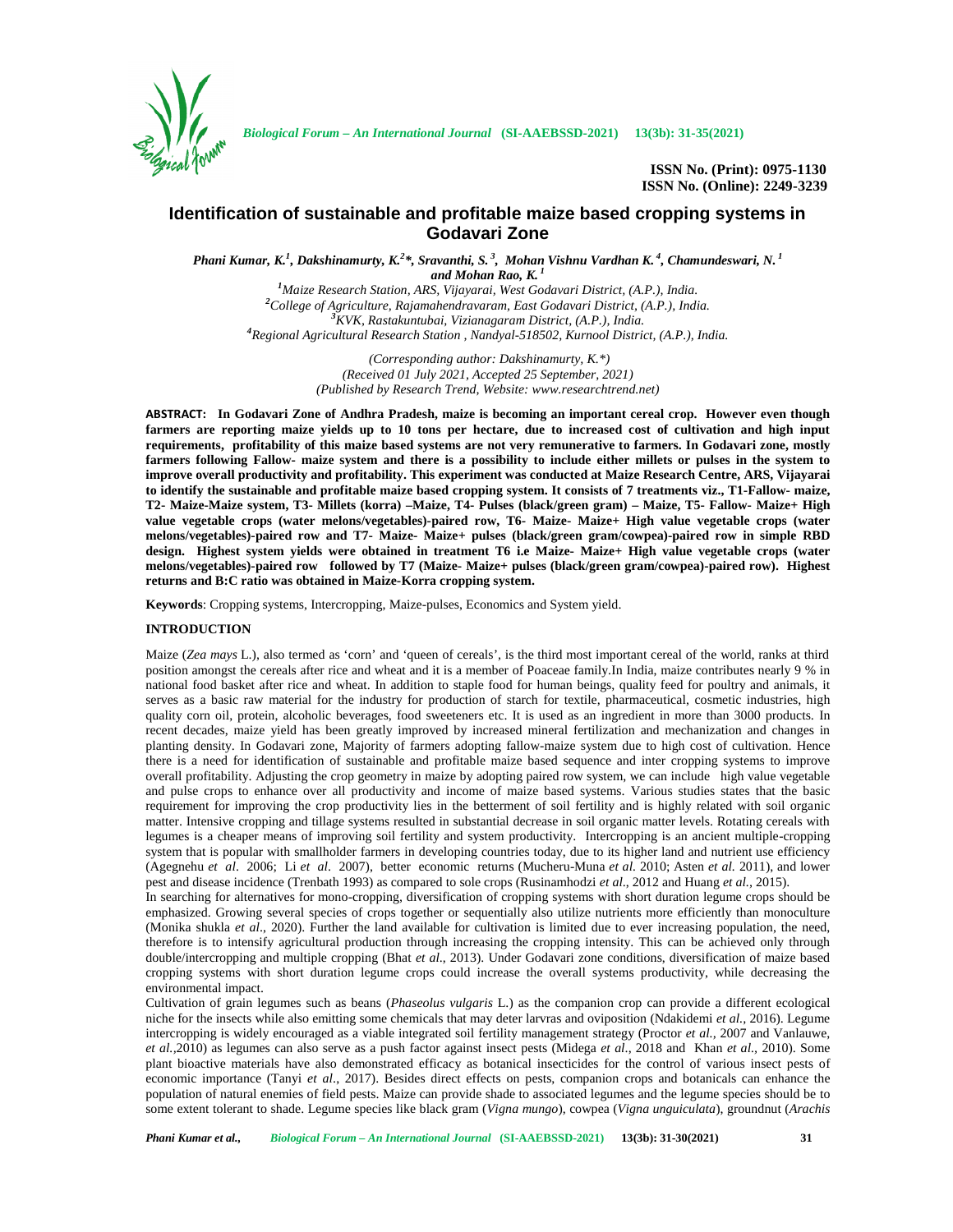# Identification of sustainable and profitable maize based cropping systems in Godavari Zone

*Phani Kumar, K.[1], Dakshinamurty, K.[2]\*, Sravanthi, S.[3], Mohan Vishnu Vardhan K.[4], Chamundeswari, N.[1] and Mohan Rao, K.[1]*

[1]Maize Research Station, ARS, Vijayarai, West Godavari District, (A.P.), India.
[2]College of Agriculture, Rajamahendravaram, East Godavari District, (A.P.), India.
[3]KVK, Rastakuntubai, Vizianagaram District, (A.P.), India.
[4]Regional Agricultural Research Station , Nandyal-518502, Kurnool District, (A.P.), India.

*(Corresponding author: Dakshinamurty, K.\*)*
*(Received 01 July 2021, Accepted 25 September, 2021)*
*(Published by Research Trend, Website: www.researchtrend.net)*

**ABSTRACT: In Godavari Zone of Andhra Pradesh, maize is becoming an important cereal crop. However even though farmers are reporting maize yields up to 10 tons per hectare, due to increased cost of cultivation and high input requirements, profitability of this maize based systems are not very remunerative to farmers. In Godavari zone, mostly farmers following Fallow- maize system and there is a possibility to include either millets or pulses in the system to improve overall productivity and profitability. This experiment was conducted at Maize Research Centre, ARS, Vijayarai to identify the sustainable and profitable maize based cropping system. It consists of 7 treatments viz., T1-Fallow- maize, T2- Maize-Maize system, T3- Millets (korra) –Maize, T4- Pulses (black/green gram) – Maize, T5- Fallow- Maize+ High value vegetable crops (water melons/vegetables)-paired row, T6- Maize- Maize+ High value vegetable crops (water melons/vegetables)-paired row and T7- Maize- Maize+ pulses (black/green gram/cowpea)-paired row in simple RBD design. Highest system yields were obtained in treatment T6 i.e Maize- Maize+ High value vegetable crops (water melons/vegetables)-paired row followed by T7 (Maize- Maize+ pulses (black/green gram/cowpea)-paired row). Highest returns and B:C ratio was obtained in Maize-Korra cropping system.**

**Keywords**: Cropping systems, Intercropping, Maize-pulses, Economics and System yield.

## INTRODUCTION

Maize (*Zea mays* L.), also termed as 'corn' and 'queen of cereals', is the third most important cereal of the world, ranks at third position amongst the cereals after rice and wheat and it is a member of Poaceae family.In India, maize contributes nearly 9 % in national food basket after rice and wheat. In addition to staple food for human beings, quality feed for poultry and animals, it serves as a basic raw material for the industry for production of starch for textile, pharmaceutical, cosmetic industries, high quality corn oil, protein, alcoholic beverages, food sweeteners etc. It is used as an ingredient in more than 3000 products. In recent decades, maize yield has been greatly improved by increased mineral fertilization and mechanization and changes in planting density. In Godavari zone, Majority of farmers adopting fallow-maize system due to high cost of cultivation. Hence there is a need for identification of sustainable and profitable maize based sequence and inter cropping systems to improve overall profitability. Adjusting the crop geometry in maize by adopting paired row system, we can include high value vegetable and pulse crops to enhance over all productivity and income of maize based systems. Various studies states that the basic requirement for improving the crop productivity lies in the betterment of soil fertility and is highly related with soil organic matter. Intensive cropping and tillage systems resulted in substantial decrease in soil organic matter levels. Rotating cereals with legumes is a cheaper means of improving soil fertility and system productivity. Intercropping is an ancient multiple-cropping system that is popular with smallholder farmers in developing countries today, due to its higher land and nutrient use efficiency (Agegnehu *et al*. 2006; Li *et al*. 2007), better economic returns (Mucheru-Muna *et al.* 2010; Asten *et al.* 2011), and lower pest and disease incidence (Trenbath 1993) as compared to sole crops (Rusinamhodzi *et al*., 2012 and Huang *et al.*, 2015).

In searching for alternatives for mono-cropping, diversification of cropping systems with short duration legume crops should be emphasized. Growing several species of crops together or sequentially also utilize nutrients more efficiently than monoculture (Monika shukla *et al*., 2020). Further the land available for cultivation is limited due to ever increasing population, the need, therefore is to intensify agricultural production through increasing the cropping intensity. This can be achieved only through double/intercropping and multiple cropping (Bhat *et al*., 2013). Under Godavari zone conditions, diversification of maize based cropping systems with short duration legume crops could increase the overall systems productivity, while decreasing the environmental impact.

Cultivation of grain legumes such as beans (*Phaseolus vulgaris* L.) as the companion crop can provide a different ecological niche for the insects while also emitting some chemicals that may deter larvras and oviposition (Ndakidemi *et al.*, 2016). Legume intercropping is widely encouraged as a viable integrated soil fertility management strategy (Proctor *et al.*, 2007 and Vanlauwe, *et al.*,2010) as legumes can also serve as a push factor against insect pests (Midega *et al*., 2018 and Khan *et al.*, 2010). Some plant bioactive materials have also demonstrated efficacy as botanical insecticides for the control of various insect pests of economic importance (Tanyi *et al*., 2017). Besides direct effects on pests, companion crops and botanicals can enhance the population of natural enemies of field pests. Maize can provide shade to associated legumes and the legume species should be to some extent tolerant to shade. Legume species like black gram (*Vigna mungo*), cowpea (*Vigna unguiculata*), groundnut (*Arachis*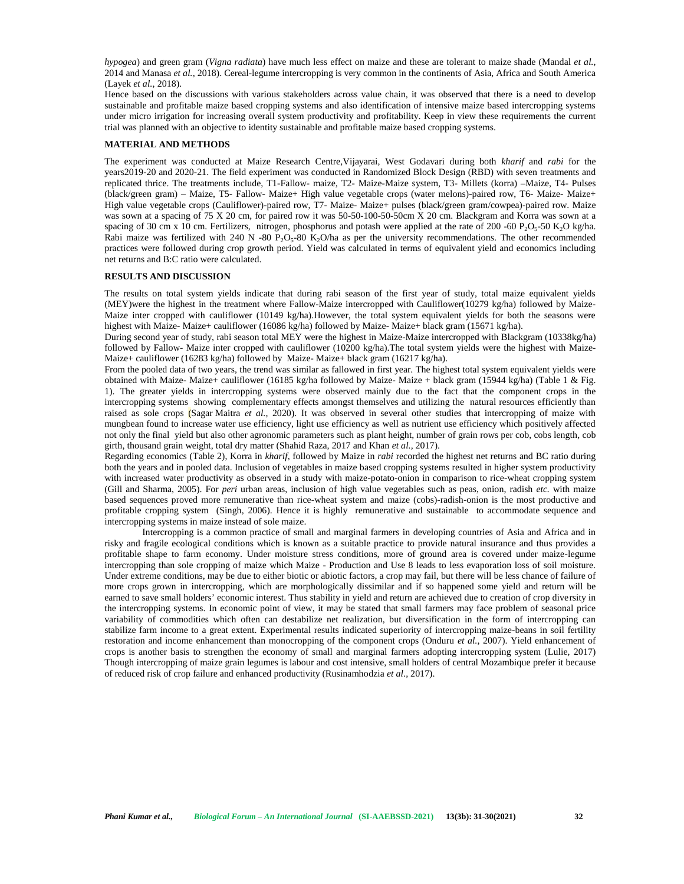*hypogea*) and green gram (*Vigna radiata*) have much less effect on maize and these are tolerant to maize shade (Mandal *et al.,* 2014 and Manasa *et al.,* 2018). Cereal-legume intercropping is very common in the continents of Asia, Africa and South America (Layek *et al.,* 2018).

Hence based on the discussions with various stakeholders across value chain, it was observed that there is a need to develop sustainable and profitable maize based cropping systems and also identification of intensive maize based intercropping systems under micro irrigation for increasing overall system productivity and profitability. Keep in view these requirements the current trial was planned with an objective to identity sustainable and profitable maize based cropping systems.

## MATERIAL AND METHODS

The experiment was conducted at Maize Research Centre,Vijayarai, West Godavari during both *kharif* and *rabi* for the years2019-20 and 2020-21. The field experiment was conducted in Randomized Block Design (RBD) with seven treatments and replicated thrice. The treatments include, T1-Fallow- maize, T2- Maize-Maize system, T3- Millets (korra) –Maize, T4- Pulses (black/green gram) – Maize, T5- Fallow- Maize+ High value vegetable crops (water melons)-paired row, T6- Maize- Maize+ High value vegetable crops (Cauliflower)-paired row, T7- Maize- Maize+ pulses (black/green gram/cowpea)-paired row. Maize was sown at a spacing of 75 X 20 cm, for paired row it was 50-50-100-50-50cm X 20 cm. Blackgram and Korra was sown at a spacing of 30 cm x 10 cm. Fertilizers, nitrogen, phosphorus and potash were applied at the rate of 200 -60 $P_2O_5$-50 $K_2O$ kg/ha. Rabi maize was fertilized with 240 N -80 $P_2O_5$-80 $K_2O$/ha as per the university recommendations. The other recommended practices were followed during crop growth period. Yield was calculated in terms of equivalent yield and economics including net returns and B:C ratio were calculated.

## RESULTS AND DISCUSSION

The results on total system yields indicate that during rabi season of the first year of study, total maize equivalent yields (MEY)were the highest in the treatment where Fallow-Maize intercropped with Cauliflower(10279 kg/ha) followed by Maize-Maize inter cropped with cauliflower (10149 kg/ha).However, the total system equivalent yields for both the seasons were highest with Maize- Maize+ cauliflower (16086 kg/ha) followed by Maize- Maize+ black gram (15671 kg/ha).

During second year of study, rabi season total MEY were the highest in Maize-Maize intercropped with Blackgram (10338kg/ha) followed by Fallow- Maize inter cropped with cauliflower (10200 kg/ha).The total system yields were the highest with Maize-Maize+ cauliflower (16283 kg/ha) followed by Maize- Maize+ black gram (16217 kg/ha).

From the pooled data of two years, the trend was similar as fallowed in first year. The highest total system equivalent yields were obtained with Maize- Maize+ cauliflower (16185 kg/ha followed by Maize- Maize + black gram (15944 kg/ha) (Table 1 & Fig. 1). The greater yields in intercropping systems were observed mainly due to the fact that the component crops in the intercropping systems showing complementary effects amongst themselves and utilizing the natural resources efficiently than raised as sole crops (Sagar Maitra *et al.,* 2020). It was observed in several other studies that intercropping of maize with mungbean found to increase water use efficiency, light use efficiency as well as nutrient use efficiency which positively affected not only the final yield but also other agronomic parameters such as plant height, number of grain rows per cob, cobs length, cob girth, thousand grain weight, total dry matter (Shahid Raza, 2017 and Khan *et al.,* 2017).

Regarding economics (Table 2), Korra in *kharif*, followed by Maize in *rabi* recorded the highest net returns and BC ratio during both the years and in pooled data. Inclusion of vegetables in maize based cropping systems resulted in higher system productivity with increased water productivity as observed in a study with maize-potato-onion in comparison to rice-wheat cropping system (Gill and Sharma, 2005). For *peri* urban areas, inclusion of high value vegetables such as peas, onion, radish *etc.* with maize based sequences proved more remunerative than rice-wheat system and maize (cobs)-radish-onion is the most productive and profitable cropping system (Singh, 2006). Hence it is highly remunerative and sustainable to accommodate sequence and intercropping systems in maize instead of sole maize.

Intercropping is a common practice of small and marginal farmers in developing countries of Asia and Africa and in risky and fragile ecological conditions which is known as a suitable practice to provide natural insurance and thus provides a profitable shape to farm economy. Under moisture stress conditions, more of ground area is covered under maize-legume intercropping than sole cropping of maize which Maize - Production and Use 8 leads to less evaporation loss of soil moisture. Under extreme conditions, may be due to either biotic or abiotic factors, a crop may fail, but there will be less chance of failure of more crops grown in intercropping, which are morphologically dissimilar and if so happened some yield and return will be earned to save small holders' economic interest. Thus stability in yield and return are achieved due to creation of crop diversity in the intercropping systems. In economic point of view, it may be stated that small farmers may face problem of seasonal price variability of commodities which often can destabilize net realization, but diversification in the form of intercropping can stabilize farm income to a great extent. Experimental results indicated superiority of intercropping maize-beans in soil fertility restoration and income enhancement than monocropping of the component crops (Onduru *et al.,* 2007). Yield enhancement of crops is another basis to strengthen the economy of small and marginal farmers adopting intercropping system (Lulie, 2017) Though intercropping of maize grain legumes is labour and cost intensive, small holders of central Mozambique prefer it because of reduced risk of crop failure and enhanced productivity (Rusinamhodzia *et al*., 2017).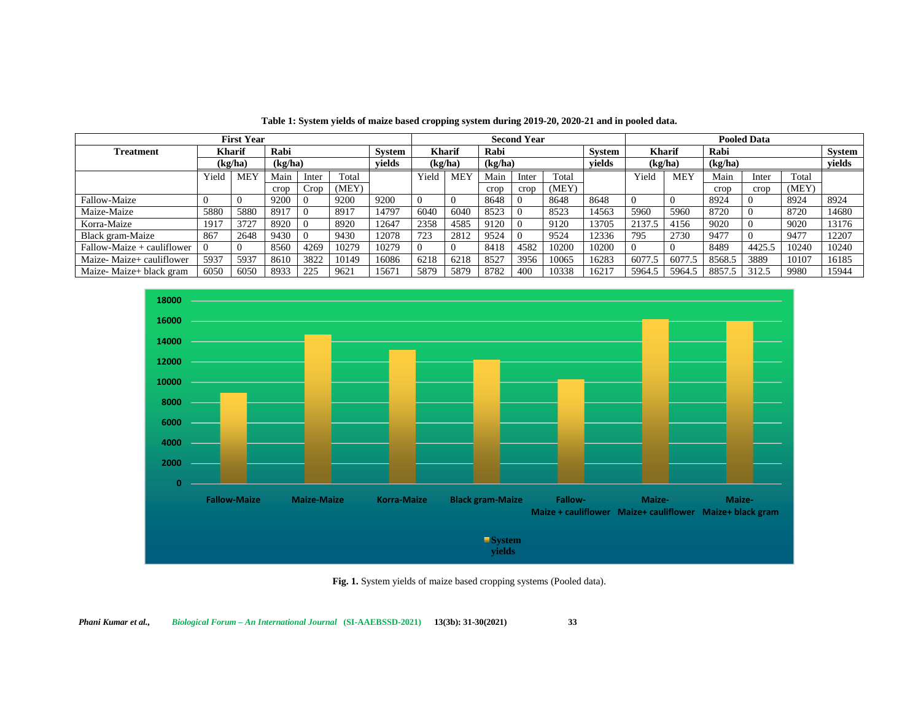**Table 1: System yields of maize based cropping system during 2019-20, 2020-21 and in pooled data.**

| Treatment | First Year | | | | | | Second Year | | | | | | Pooled Data | | | | | |
|---|---|---|---|---|---|---|---|---|---|---|---|---|---|---|---|---|---|---|
| | Kharif (kg/ha) | | Rabi (kg/ha) | | | System yields | Kharif (kg/ha) | | Rabi (kg/ha) | | | System yields | Kharif (kg/ha) | | Rabi (kg/ha) | | | System yields |
| | Yield | MEY | Main crop | Inter Crop | Total (MEY) | | Yield | MEY | Main crop | Inter crop | Total (MEY) | | Yield | MEY | Main crop | Inter crop | Total (MEY) | |
| Fallow-Maize | 0 | 0 | 9200 | 0 | 9200 | 9200 | 0 | 0 | 8648 | 0 | 8648 | 8648 | 0 | 0 | 8924 | 0 | 8924 | 8924 |
| Maize-Maize | 5880 | 5880 | 8917 | 0 | 8917 | 14797 | 6040 | 6040 | 8523 | 0 | 8523 | 14563 | 5960 | 5960 | 8720 | 0 | 8720 | 14680 |
| Korra-Maize | 1917 | 3727 | 8920 | 0 | 8920 | 12647 | 2358 | 4585 | 9120 | 0 | 9120 | 13705 | 2137.5 | 4156 | 9020 | 0 | 9020 | 13176 |
| Black gram-Maize | 867 | 2648 | 9430 | 0 | 9430 | 12078 | 723 | 2812 | 9524 | 0 | 9524 | 12336 | 795 | 2730 | 9477 | 0 | 9477 | 12207 |
| Fallow-Maize + cauliflower | 0 | 0 | 8560 | 4269 | 10279 | 10279 | 0 | 0 | 8418 | 4582 | 10200 | 10200 | 0 | 0 | 8489 | 4425.5 | 10240 | 10240 |
| Maize- Maize+ cauliflower | 5937 | 5937 | 8610 | 3822 | 10149 | 16086 | 6218 | 6218 | 8527 | 3956 | 10065 | 16283 | 6077.5 | 6077.5 | 8568.5 | 3889 | 10107 | 16185 |
| Maize- Maize+ black gram | 6050 | 6050 | 8933 | 225 | 9621 | 15671 | 5879 | 5879 | 8782 | 400 | 10338 | 16217 | 5964.5 | 5964.5 | 8857.5 | 312.5 | 9980 | 15944 |

**Fig. 1.** System yields of maize based cropping systems (Pooled data).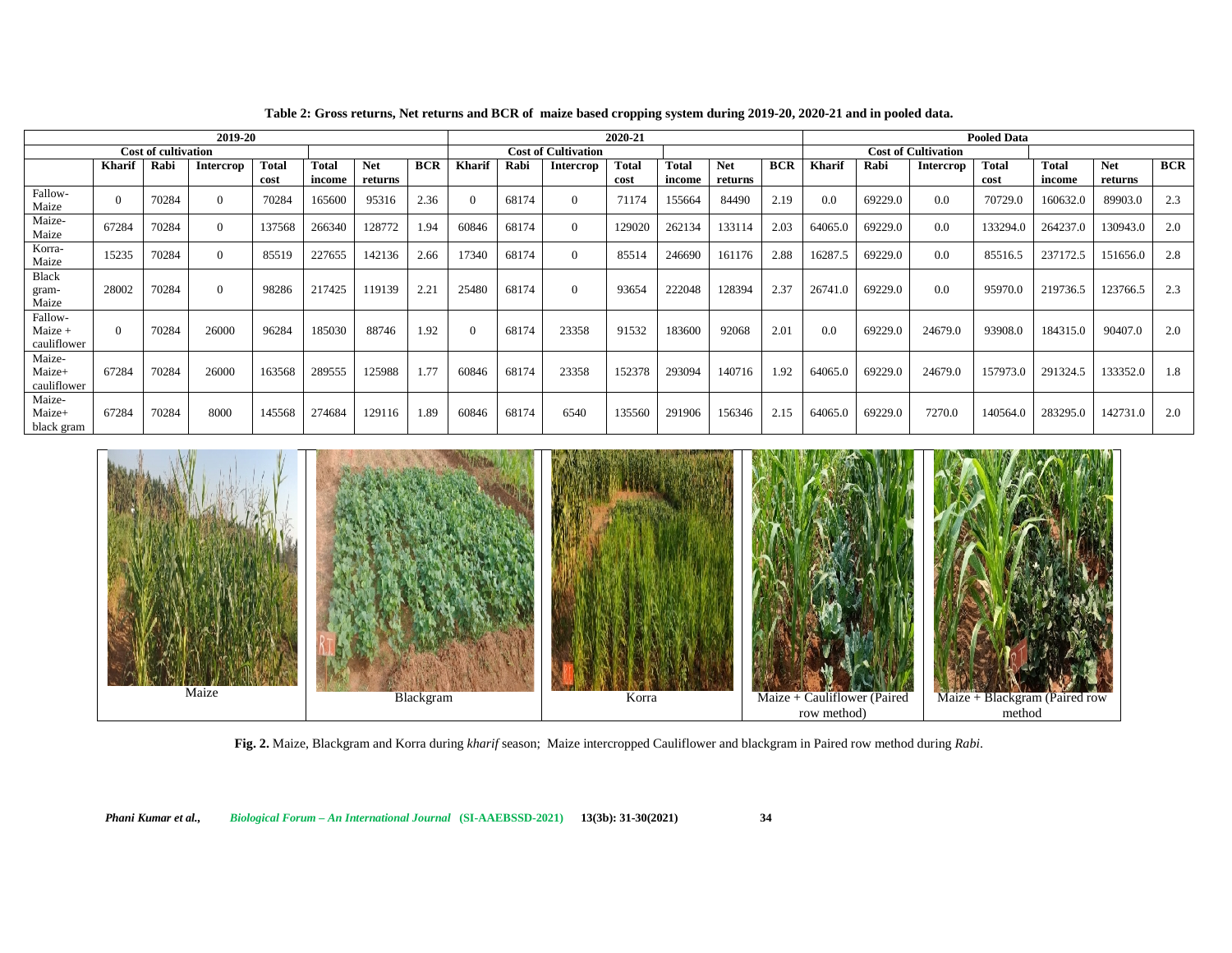**Table 2: Gross returns, Net returns and BCR of maize based cropping system during 2019-20, 2020-21 and in pooled data.**

| | 2019-20 | | | | | | | 2020-21 | | | | | | | Pooled Data | | | | | | |
|---|---|---|---|---|---|---|---|---|---|---|---|---|---|---|---|---|---|---|---|---|---|
| | Cost of cultivation | | | | | | | Cost of Cultivation | | | | | | | Cost of Cultivation | | | | | | |
| | Kharif | Rabi | Intercrop | Total cost | Total income | Net returns | BCR | Kharif | Rabi | Intercrop | Total cost | Total income | Net returns | BCR | Kharif | Rabi | Intercrop | Total cost | Total income | Net returns | BCR |
| Fallow-Maize | 0 | 70284 | 0 | 70284 | 165600 | 95316 | 2.36 | 0 | 68174 | 0 | 71174 | 155664 | 84490 | 2.19 | 0.0 | 69229.0 | 0.0 | 70729.0 | 160632.0 | 89903.0 | 2.3 |
| Maize-Maize | 67284 | 70284 | 0 | 137568 | 266340 | 128772 | 1.94 | 60846 | 68174 | 0 | 129020 | 262134 | 133114 | 2.03 | 64065.0 | 69229.0 | 0.0 | 133294.0 | 264237.0 | 130943.0 | 2.0 |
| Korra-Maize | 15235 | 70284 | 0 | 85519 | 227655 | 142136 | 2.66 | 17340 | 68174 | 0 | 85514 | 246690 | 161176 | 2.88 | 16287.5 | 69229.0 | 0.0 | 85516.5 | 237172.5 | 151656.0 | 2.8 |
| Black gram-Maize | 28002 | 70284 | 0 | 98286 | 217425 | 119139 | 2.21 | 25480 | 68174 | 0 | 93654 | 222048 | 128394 | 2.37 | 26741.0 | 69229.0 | 0.0 | 95970.0 | 219736.5 | 123766.5 | 2.3 |
| Fallow-Maize + cauliflower | 0 | 70284 | 26000 | 96284 | 185030 | 88746 | 1.92 | 0 | 68174 | 23358 | 91532 | 183600 | 92068 | 2.01 | 0.0 | 69229.0 | 24679.0 | 93908.0 | 184315.0 | 90407.0 | 2.0 |
| Maize-Maize+ cauliflower | 67284 | 70284 | 26000 | 163568 | 289555 | 125988 | 1.77 | 60846 | 68174 | 23358 | 152378 | 293094 | 140716 | 1.92 | 64065.0 | 69229.0 | 24679.0 | 157973.0 | 291324.5 | 133352.0 | 1.8 |
| Maize-Maize+ black gram | 67284 | 70284 | 8000 | 145568 | 274684 | 129116 | 1.89 | 60846 | 68174 | 6540 | 135560 | 291906 | 156346 | 2.15 | 64065.0 | 69229.0 | 7270.0 | 140564.0 | 283295.0 | 142731.0 | 2.0 |

Maize | Blackgram | Korra | Maize + Cauliflower (Paired row method) | Maize + Blackgram (Paired row method)

**Fig. 2.** Maize, Blackgram and Korra during *kharif* season; Maize intercropped Cauliflower and blackgram in Paired row method during *Rabi*.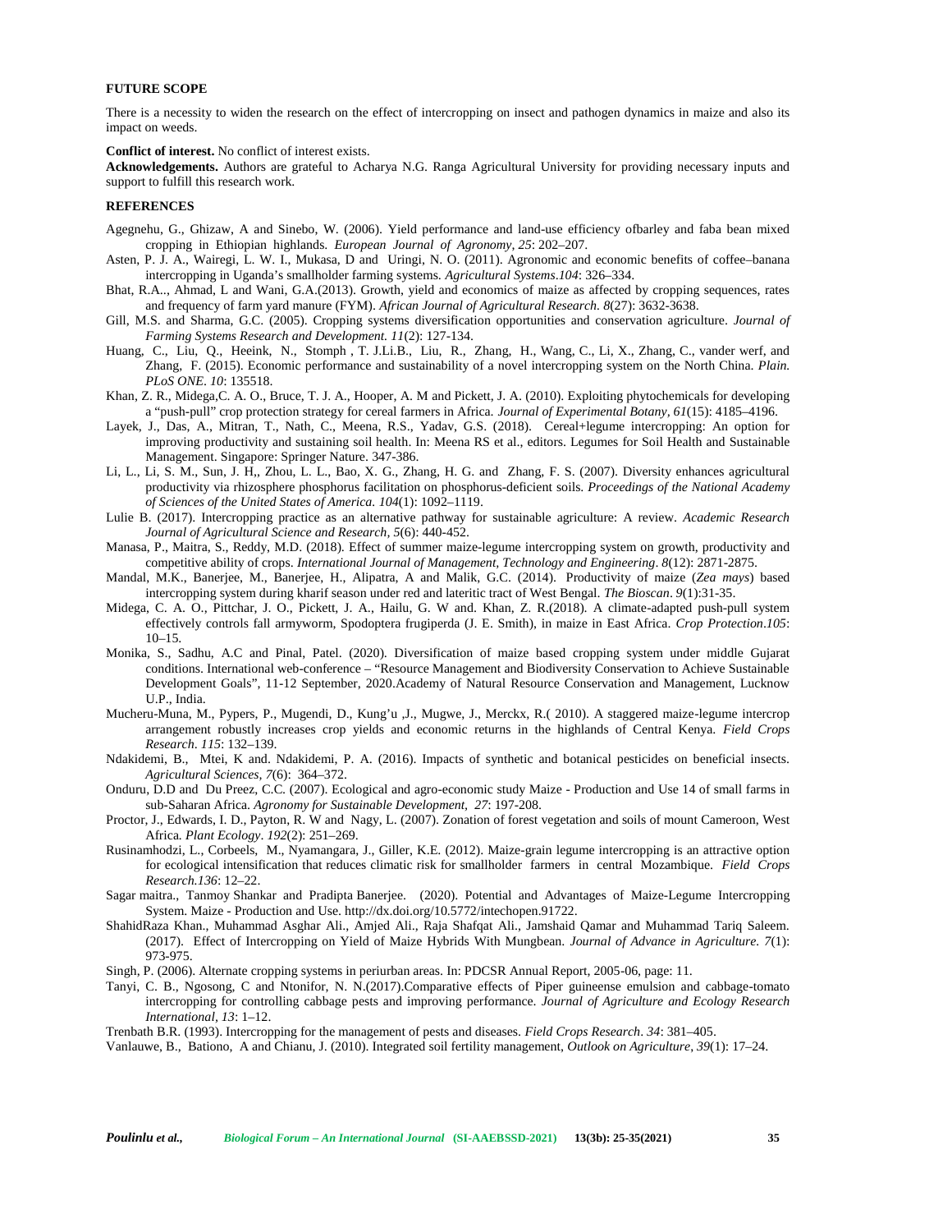## FUTURE SCOPE

There is a necessity to widen the research on the effect of intercropping on insect and pathogen dynamics in maize and also its impact on weeds.

**Conflict of interest.** No conflict of interest exists.

**Acknowledgements.** Authors are grateful to Acharya N.G. Ranga Agricultural University for providing necessary inputs and support to fulfill this research work.

## REFERENCES

Agegnehu, G., Ghizaw, A and Sinebo, W. (2006). Yield performance and land-use efficiency ofbarley and faba bean mixed cropping in Ethiopian highlands. *European Journal of Agronomy*, *25*: 202–207.

Asten, P. J. A., Wairegi, L. W. I., Mukasa, D and Uringi, N. O. (2011). Agronomic and economic benefits of coffee–banana intercropping in Uganda's smallholder farming systems. *Agricultural Systems*.*104*: 326–334.

Bhat, R.A.., Ahmad, L and Wani, G.A.(2013). Growth, yield and economics of maize as affected by cropping sequences, rates and frequency of farm yard manure (FYM). *African Journal of Agricultural Research. 8*(27): 3632-3638.

Gill, M.S. and Sharma, G.C. (2005). Cropping systems diversification opportunities and conservation agriculture. *Journal of Farming Systems Research and Development. 11*(2): 127-134.

Huang, C., Liu, Q., Heeink, N., Stomph , T. J.Li.B., Liu, R., Zhang, H., Wang, C., Li, X., Zhang, C., vander werf, and Zhang, F. (2015). Economic performance and sustainability of a novel intercropping system on the North China. *Plain. PLoS ONE*. *10*: 135518.

Khan, Z. R., Midega,C. A. O., Bruce, T. J. A., Hooper, A. M and Pickett, J. A. (2010). Exploiting phytochemicals for developing a "push-pull" crop protection strategy for cereal farmers in Africa. *Journal of Experimental Botany, 61*(15): 4185–4196.

Layek, J., Das, A., Mitran, T., Nath, C., Meena, R.S., Yadav, G.S. (2018). Cereal+legume intercropping: An option for improving productivity and sustaining soil health. In: Meena RS et al., editors. Legumes for Soil Health and Sustainable Management. Singapore: Springer Nature. 347-386.

Li, L., Li, S. M., Sun, J. H,, Zhou, L. L., Bao, X. G., Zhang, H. G. and Zhang, F. S. (2007). Diversity enhances agricultural productivity via rhizosphere phosphorus facilitation on phosphorus-deficient soils. *Proceedings of the National Academy of Sciences of the United States of America. 104*(1): 1092–1119.

Lulie B. (2017). Intercropping practice as an alternative pathway for sustainable agriculture: A review. *Academic Research Journal of Agricultural Science and Research, 5*(6): 440-452.

Manasa, P., Maitra, S., Reddy, M.D. (2018). Effect of summer maize-legume intercropping system on growth, productivity and competitive ability of crops. *International Journal of Management, Technology and Engineering*. *8*(12): 2871-2875.

Mandal, M.K., Banerjee, M., Banerjee, H., Alipatra, A and Malik, G.C. (2014). Productivity of maize (*Zea mays*) based intercropping system during kharif season under red and lateritic tract of West Bengal. *The Bioscan*. *9*(1):31-35.

Midega, C. A. O., Pittchar, J. O., Pickett, J. A., Hailu, G. W and. Khan, Z. R.(2018). A climate-adapted push-pull system effectively controls fall armyworm, Spodoptera frugiperda (J. E. Smith), in maize in East Africa. *Crop Protection*.*105*: 10–15.

Monika, S., Sadhu, A.C and Pinal, Patel. (2020). Diversification of maize based cropping system under middle Gujarat conditions. International web-conference – "Resource Management and Biodiversity Conservation to Achieve Sustainable Development Goals", 11-12 September, 2020.Academy of Natural Resource Conservation and Management, Lucknow U.P., India.

Mucheru-Muna, M., Pypers, P., Mugendi, D., Kung'u ,J., Mugwe, J., Merckx, R.( 2010). A staggered maize-legume intercrop arrangement robustly increases crop yields and economic returns in the highlands of Central Kenya. *Field Crops Research*. *115*: 132–139.

Ndakidemi, B., Mtei, K and. Ndakidemi, P. A. (2016). Impacts of synthetic and botanical pesticides on beneficial insects. *Agricultural Sciences, 7*(6): 364–372.

Onduru, D.D and Du Preez, C.C. (2007). Ecological and agro-economic study Maize - Production and Use 14 of small farms in sub-Saharan Africa. *Agronomy for Sustainable Development, 27*: 197-208.

Proctor, J., Edwards, I. D., Payton, R. W and Nagy, L. (2007). Zonation of forest vegetation and soils of mount Cameroon, West Africa. *Plant Ecology*. *192*(2): 251–269.

Rusinamhodzi, L., Corbeels, M., Nyamangara, J., Giller, K.E. (2012). Maize-grain legume intercropping is an attractive option for ecological intensification that reduces climatic risk for smallholder farmers in central Mozambique. *Field Crops Research.136*: 12–22.

Sagar maitra., Tanmoy Shankar and Pradipta Banerjee. (2020). Potential and Advantages of Maize-Legume Intercropping System. Maize - Production and Use. http://dx.doi.org/10.5772/intechopen.91722.

ShahidRaza Khan., Muhammad Asghar Ali., Amjed Ali., Raja Shafqat Ali., Jamshaid Qamar and Muhammad Tariq Saleem. (2017). Effect of Intercropping on Yield of Maize Hybrids With Mungbean. *Journal of Advance in Agriculture*. *7*(1): 973-975.

Singh, P. (2006). Alternate cropping systems in periurban areas. In: PDCSR Annual Report, 2005-06, page: 11.

Tanyi, C. B., Ngosong, C and Ntonifor, N. N.(2017).Comparative effects of Piper guineense emulsion and cabbage-tomato intercropping for controlling cabbage pests and improving performance. *Journal of Agriculture and Ecology Research International*, *13*: 1–12.

Trenbath B.R. (1993). Intercropping for the management of pests and diseases. *Field Crops Research*. *34*: 381–405.

Vanlauwe, B., Bationo, A and Chianu, J. (2010). Integrated soil fertility management, *Outlook on Agriculture*, *39*(1): 17–24.